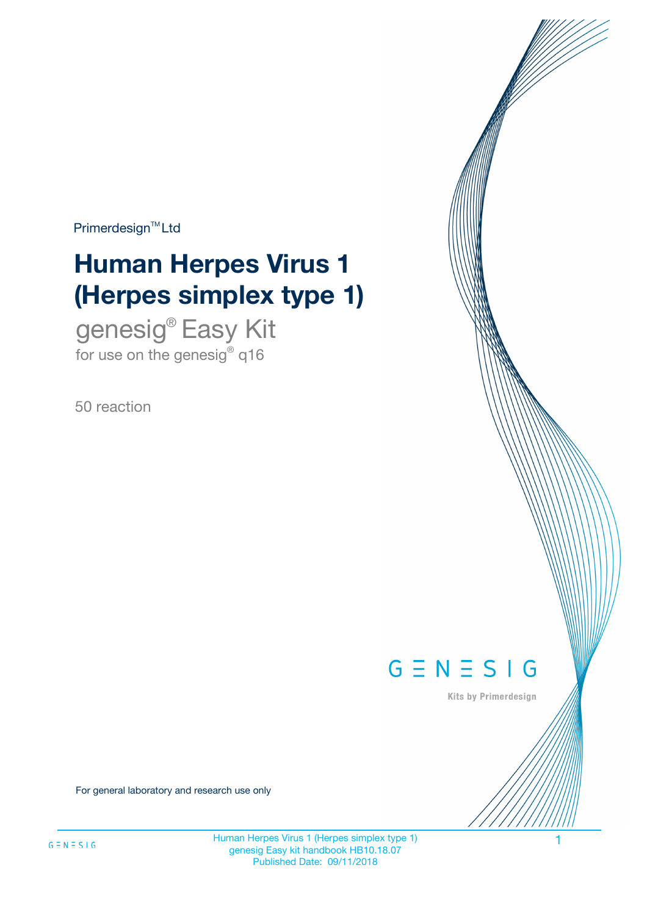Primerdesign™ Ltd

# Human Herpes Virus 1 (Herpes simplex type 1)

## genesig® Easy Kit

for use on the genesig® q16

50 reaction

GENESIG

Kits by Primerdesign

For general laboratory and research use only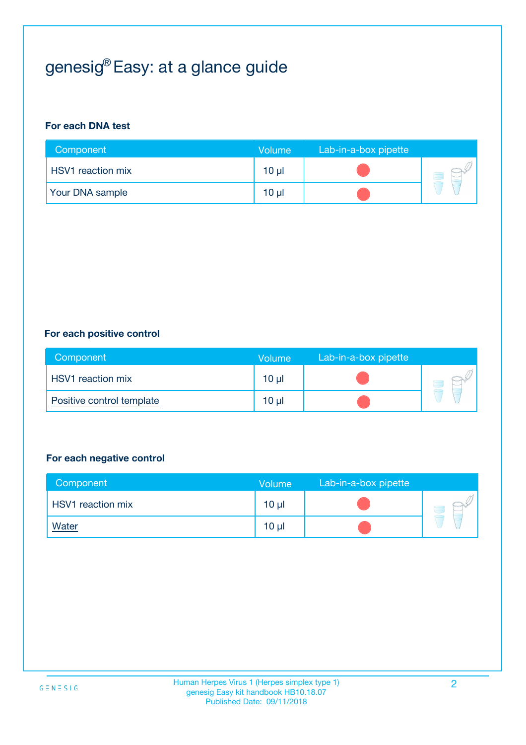# genesig® Easy: at a glance guide

### For each DNA test

| Component | Volume | Lab-in-a-box pipette |
|---|---|---|
| HSV1 reaction mix | 10 µl | ● |
| Your DNA sample | 10 µl | ● |

### For each positive control

| Component | Volume | Lab-in-a-box pipette |
|---|---|---|
| HSV1 reaction mix | 10 µl | ● |
| Positive control template | 10 µl | ● |

### For each negative control

| Component | Volume | Lab-in-a-box pipette |
|---|---|---|
| HSV1 reaction mix | 10 µl | ● |
| Water | 10 µl | ● |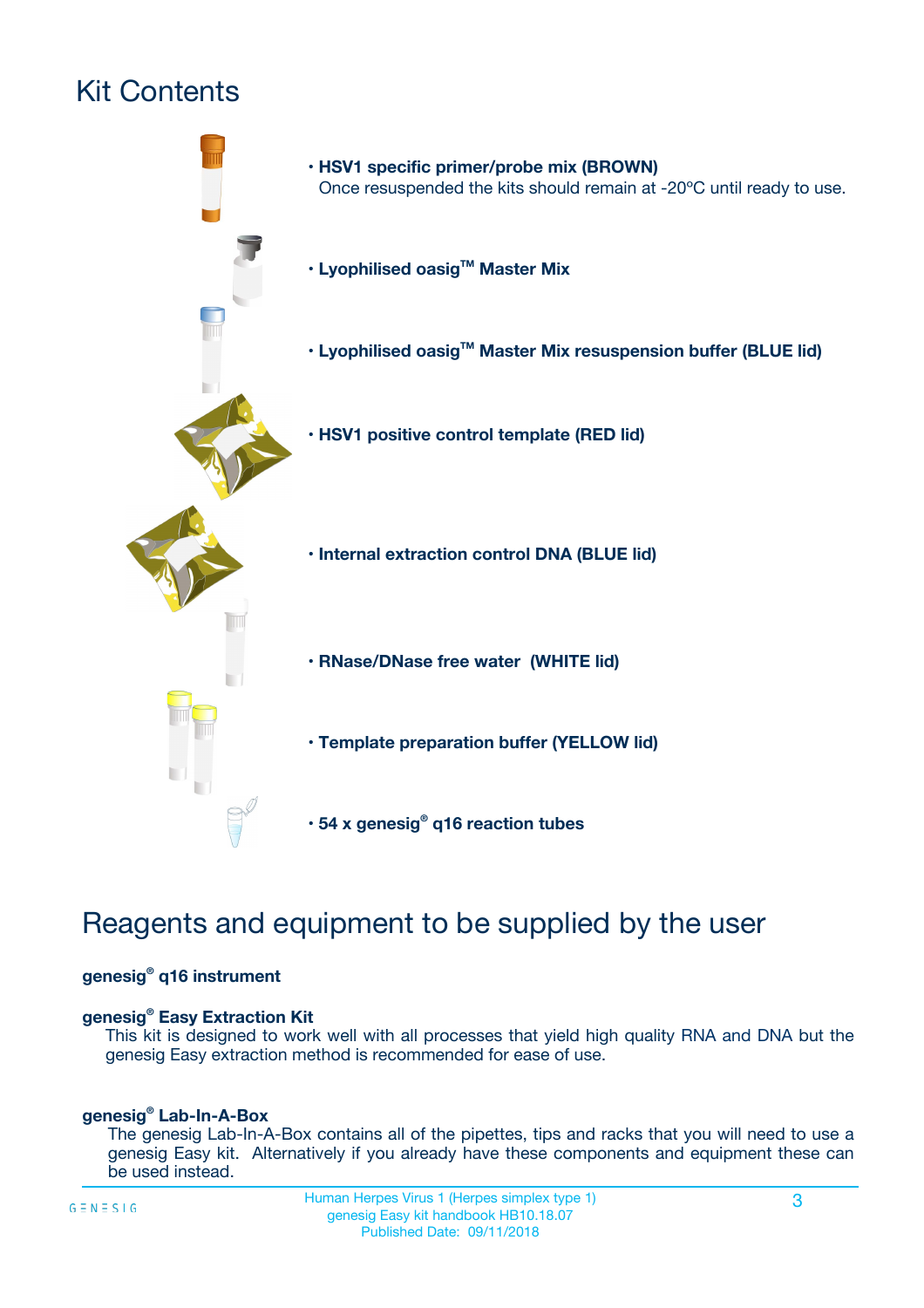# Kit Contents

- **HSV1 specific primer/probe mix (BROWN)**
  Once resuspended the kits should remain at -20ºC until ready to use.
- **Lyophilised oasig™ Master Mix**
- **Lyophilised oasig™ Master Mix resuspension buffer (BLUE lid)**
- **HSV1 positive control template (RED lid)**
- **Internal extraction control DNA (BLUE lid)**
- **RNase/DNase free water (WHITE lid)**
- **Template preparation buffer (YELLOW lid)**
- **54 x genesig® q16 reaction tubes**

# Reagents and equipment to be supplied by the user

**genesig® q16 instrument**

**genesig® Easy Extraction Kit**

This kit is designed to work well with all processes that yield high quality RNA and DNA but the genesig Easy extraction method is recommended for ease of use.

**genesig® Lab-In-A-Box**

The genesig Lab-In-A-Box contains all of the pipettes, tips and racks that you will need to use a genesig Easy kit. Alternatively if you already have these components and equipment these can be used instead.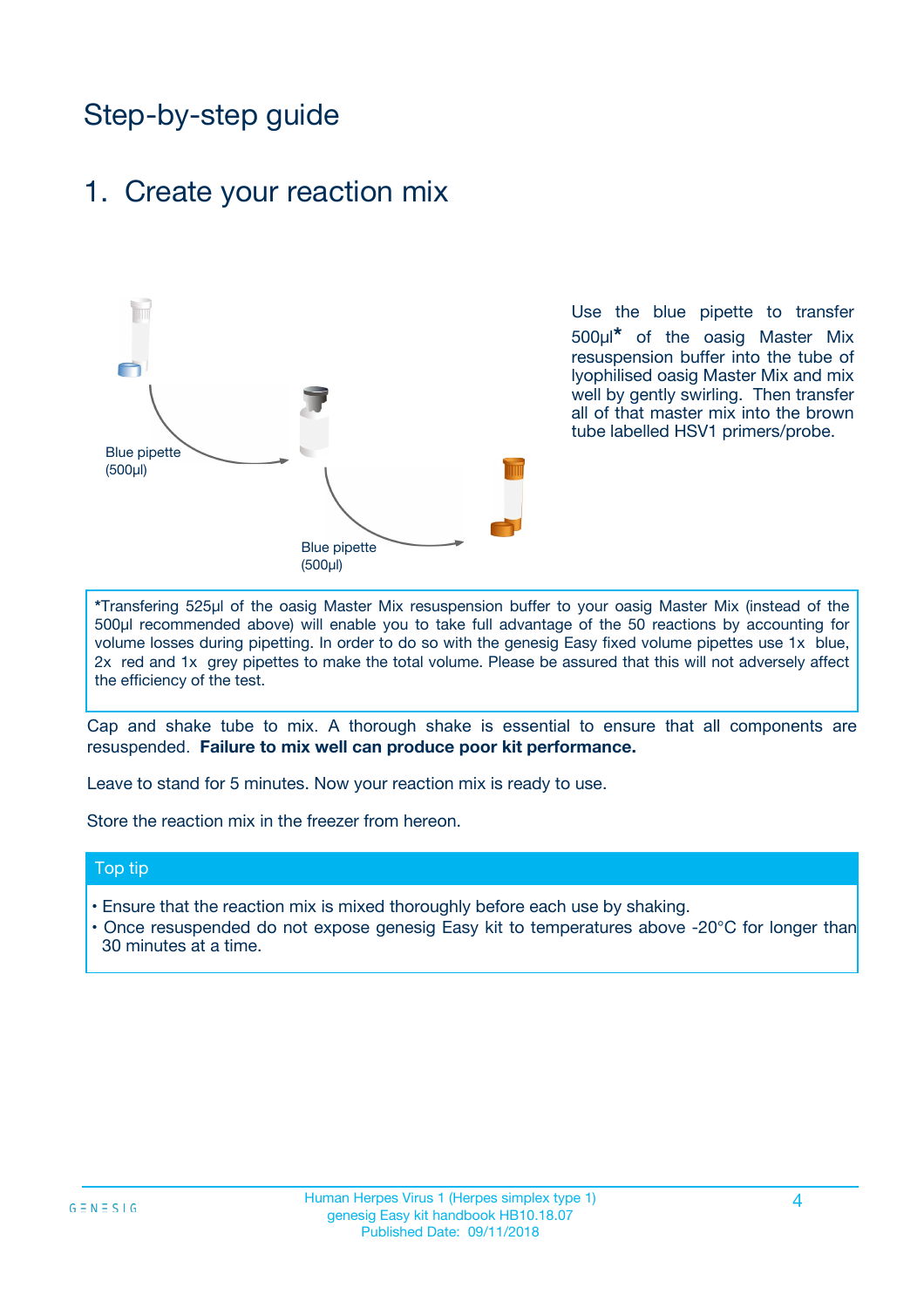# Step-by-step guide

## 1. Create your reaction mix

Blue pipette (500µl)

Blue pipette (500µl)

Use the blue pipette to transfer 500µl* of the oasig Master Mix resuspension buffer into the tube of lyophilised oasig Master Mix and mix well by gently swirling. Then transfer all of that master mix into the brown tube labelled HSV1 primers/probe.

*Transfering 525µl of the oasig Master Mix resuspension buffer to your oasig Master Mix (instead of the 500µl recommended above) will enable you to take full advantage of the 50 reactions by accounting for volume losses during pipetting. In order to do so with the genesig Easy fixed volume pipettes use 1x blue, 2x red and 1x grey pipettes to make the total volume. Please be assured that this will not adversely affect the efficiency of the test.

Cap and shake tube to mix. A thorough shake is essential to ensure that all components are resuspended. **Failure to mix well can produce poor kit performance.**

Leave to stand for 5 minutes. Now your reaction mix is ready to use.

Store the reaction mix in the freezer from hereon.

### Top tip

- Ensure that the reaction mix is mixed thoroughly before each use by shaking.
- Once resuspended do not expose genesig Easy kit to temperatures above -20°C for longer than 30 minutes at a time.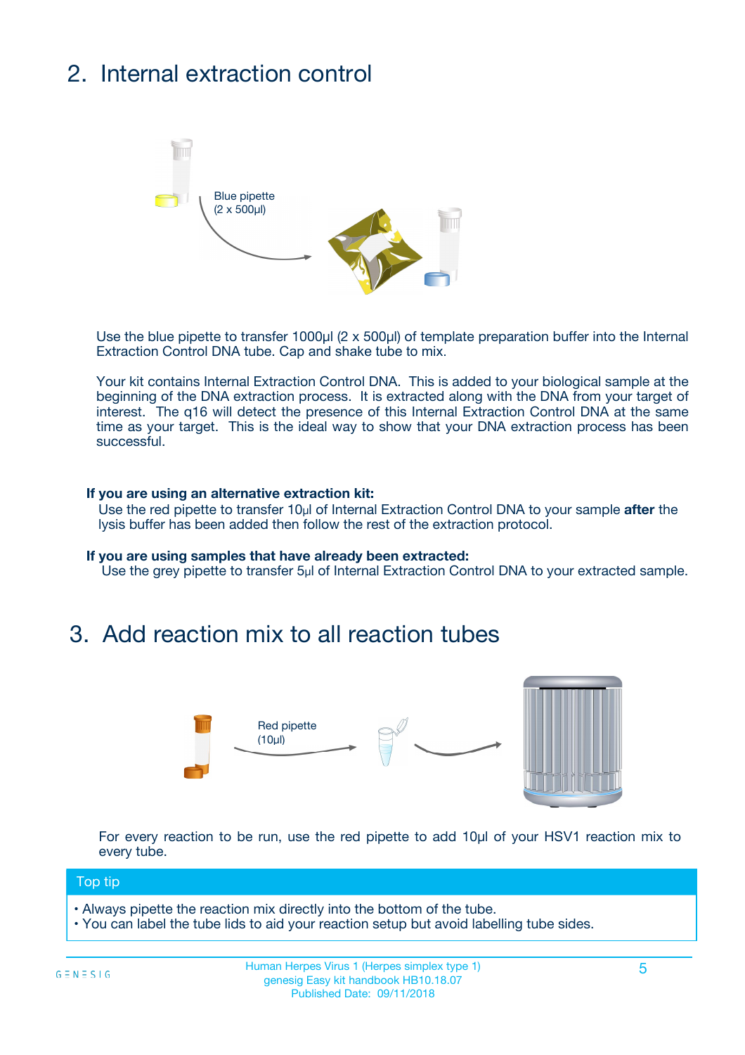## 2. Internal extraction control

Blue pipette
(2 x 500µl)

Use the blue pipette to transfer 1000µl (2 x 500µl) of template preparation buffer into the Internal Extraction Control DNA tube. Cap and shake tube to mix.

Your kit contains Internal Extraction Control DNA. This is added to your biological sample at the beginning of the DNA extraction process. It is extracted along with the DNA from your target of interest. The q16 will detect the presence of this Internal Extraction Control DNA at the same time as your target. This is the ideal way to show that your DNA extraction process has been successful.

**If you are using an alternative extraction kit:**
Use the red pipette to transfer 10µl of Internal Extraction Control DNA to your sample **after** the lysis buffer has been added then follow the rest of the extraction protocol.

**If you are using samples that have already been extracted:**
Use the grey pipette to transfer 5µl of Internal Extraction Control DNA to your extracted sample.

## 3. Add reaction mix to all reaction tubes

Red pipette
(10µl)

For every reaction to be run, use the red pipette to add 10µl of your HSV1 reaction mix to every tube.

**Top tip**

- Always pipette the reaction mix directly into the bottom of the tube.
- You can label the tube lids to aid your reaction setup but avoid labelling tube sides.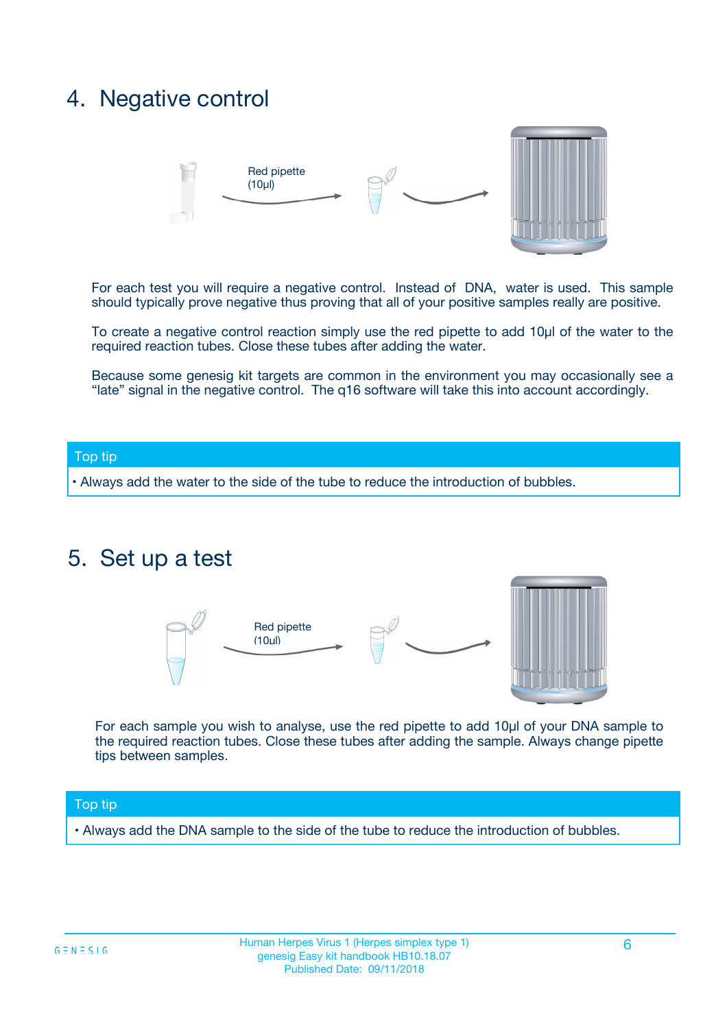## 4. Negative control

Red pipette (10µl)

For each test you will require a negative control. Instead of DNA, water is used. This sample should typically prove negative thus proving that all of your positive samples really are positive.

To create a negative control reaction simply use the red pipette to add 10µl of the water to the required reaction tubes. Close these tubes after adding the water.

Because some genesig kit targets are common in the environment you may occasionally see a "late" signal in the negative control. The q16 software will take this into account accordingly.

**Top tip**

- Always add the water to the side of the tube to reduce the introduction of bubbles.

## 5. Set up a test

Red pipette (10µl)

For each sample you wish to analyse, use the red pipette to add 10µl of your DNA sample to the required reaction tubes. Close these tubes after adding the sample. Always change pipette tips between samples.

**Top tip**

- Always add the DNA sample to the side of the tube to reduce the introduction of bubbles.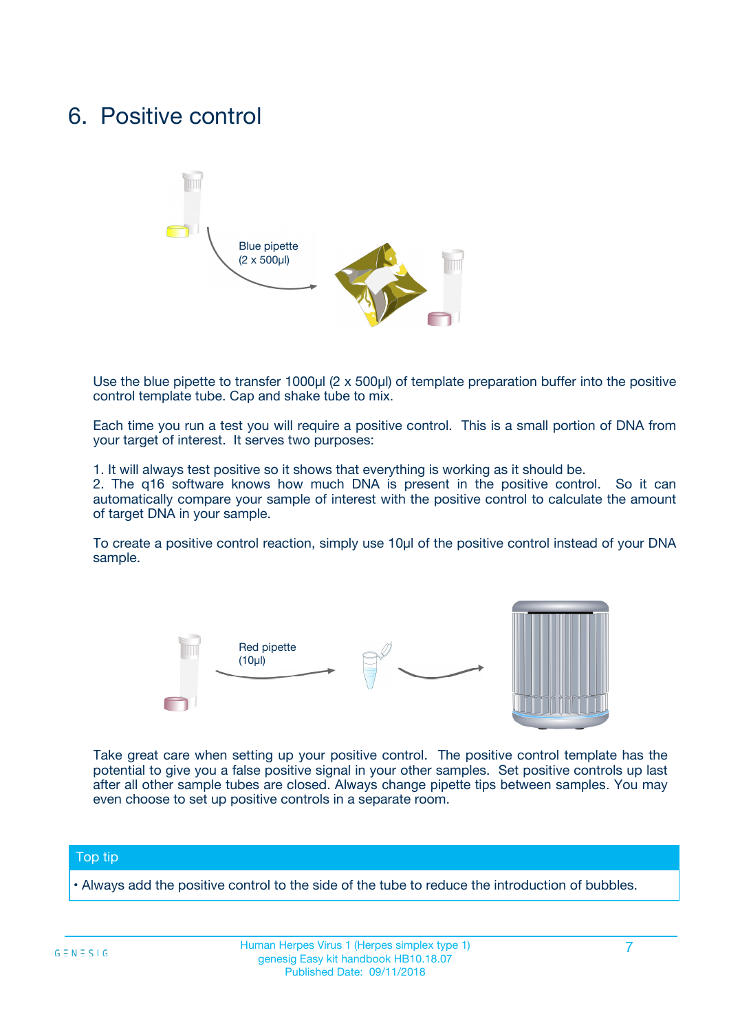# 6. Positive control

Blue pipette
(2 x 500µl)

Use the blue pipette to transfer 1000µl (2 x 500µl) of template preparation buffer into the positive control template tube. Cap and shake tube to mix.

Each time you run a test you will require a positive control. This is a small portion of DNA from your target of interest. It serves two purposes:

1. It will always test positive so it shows that everything is working as it should be.
2. The q16 software knows how much DNA is present in the positive control. So it can automatically compare your sample of interest with the positive control to calculate the amount of target DNA in your sample.

To create a positive control reaction, simply use 10µl of the positive control instead of your DNA sample.

Red pipette
(10µl)

Take great care when setting up your positive control. The positive control template has the potential to give you a false positive signal in your other samples. Set positive controls up last after all other sample tubes are closed. Always change pipette tips between samples. You may even choose to set up positive controls in a separate room.

**Top tip**

- Always add the positive control to the side of the tube to reduce the introduction of bubbles.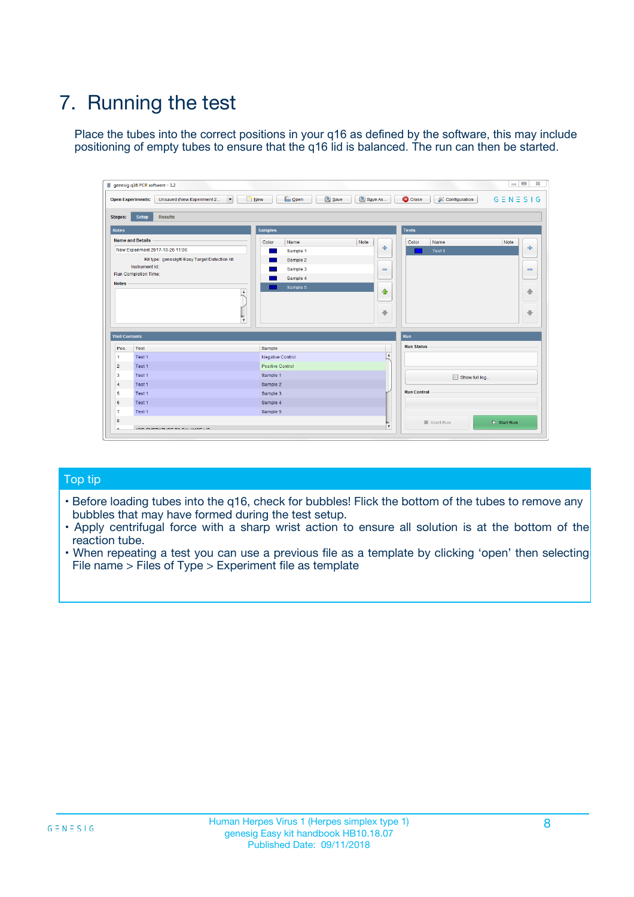# 7. Running the test

Place the tubes into the correct positions in your q16 as defined by the software, this may include positioning of empty tubes to ensure that the q16 lid is balanced. The run can then be started.

## Top tip

- Before loading tubes into the q16, check for bubbles! Flick the bottom of the tubes to remove any bubbles that may have formed during the test setup.
- Apply centrifugal force with a sharp wrist action to ensure all solution is at the bottom of the reaction tube.
- When repeating a test you can use a previous file as a template by clicking 'open' then selecting File name > Files of Type > Experiment file as template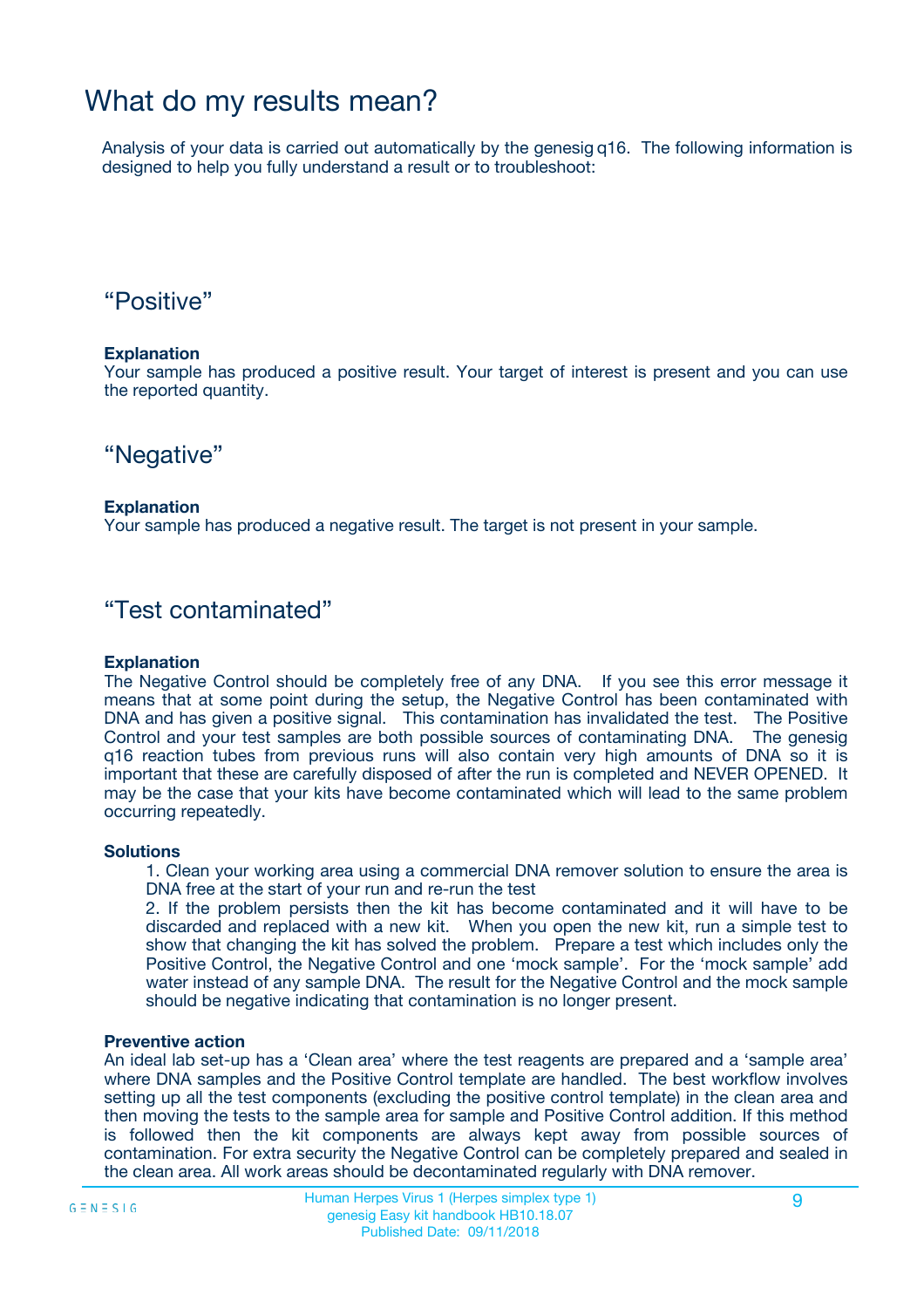# What do my results mean?

Analysis of your data is carried out automatically by the genesig q16. The following information is designed to help you fully understand a result or to troubleshoot:

## “Positive”

**Explanation**

Your sample has produced a positive result. Your target of interest is present and you can use the reported quantity.

## “Negative”

**Explanation**

Your sample has produced a negative result. The target is not present in your sample.

## “Test contaminated”

**Explanation**

The Negative Control should be completely free of any DNA. If you see this error message it means that at some point during the setup, the Negative Control has been contaminated with DNA and has given a positive signal. This contamination has invalidated the test. The Positive Control and your test samples are both possible sources of contaminating DNA. The genesig q16 reaction tubes from previous runs will also contain very high amounts of DNA so it is important that these are carefully disposed of after the run is completed and NEVER OPENED. It may be the case that your kits have become contaminated which will lead to the same problem occurring repeatedly.

**Solutions**

1. Clean your working area using a commercial DNA remover solution to ensure the area is DNA free at the start of your run and re-run the test
2. If the problem persists then the kit has become contaminated and it will have to be discarded and replaced with a new kit. When you open the new kit, run a simple test to show that changing the kit has solved the problem. Prepare a test which includes only the Positive Control, the Negative Control and one ‘mock sample’. For the ‘mock sample’ add water instead of any sample DNA. The result for the Negative Control and the mock sample should be negative indicating that contamination is no longer present.

**Preventive action**

An ideal lab set-up has a ‘Clean area’ where the test reagents are prepared and a ‘sample area’ where DNA samples and the Positive Control template are handled. The best workflow involves setting up all the test components (excluding the positive control template) in the clean area and then moving the tests to the sample area for sample and Positive Control addition. If this method is followed then the kit components are always kept away from possible sources of contamination. For extra security the Negative Control can be completely prepared and sealed in the clean area. All work areas should be decontaminated regularly with DNA remover.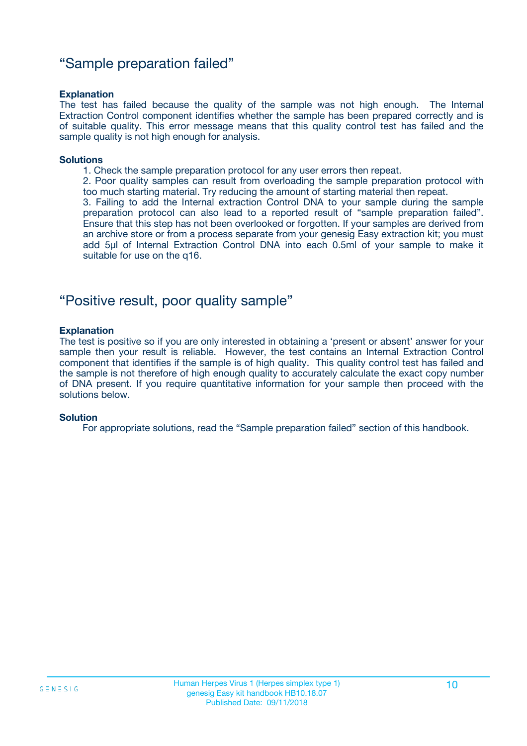## “Sample preparation failed”

**Explanation**

The test has failed because the quality of the sample was not high enough. The Internal Extraction Control component identifies whether the sample has been prepared correctly and is of suitable quality. This error message means that this quality control test has failed and the sample quality is not high enough for analysis.

**Solutions**

1. Check the sample preparation protocol for any user errors then repeat.
2. Poor quality samples can result from overloading the sample preparation protocol with too much starting material. Try reducing the amount of starting material then repeat.
3. Failing to add the Internal extraction Control DNA to your sample during the sample preparation protocol can also lead to a reported result of “sample preparation failed”. Ensure that this step has not been overlooked or forgotten. If your samples are derived from an archive store or from a process separate from your genesig Easy extraction kit; you must add 5µl of Internal Extraction Control DNA into each 0.5ml of your sample to make it suitable for use on the q16.

## “Positive result, poor quality sample”

**Explanation**

The test is positive so if you are only interested in obtaining a ‘present or absent’ answer for your sample then your result is reliable. However, the test contains an Internal Extraction Control component that identifies if the sample is of high quality. This quality control test has failed and the sample is not therefore of high enough quality to accurately calculate the exact copy number of DNA present. If you require quantitative information for your sample then proceed with the solutions below.

**Solution**

For appropriate solutions, read the “Sample preparation failed” section of this handbook.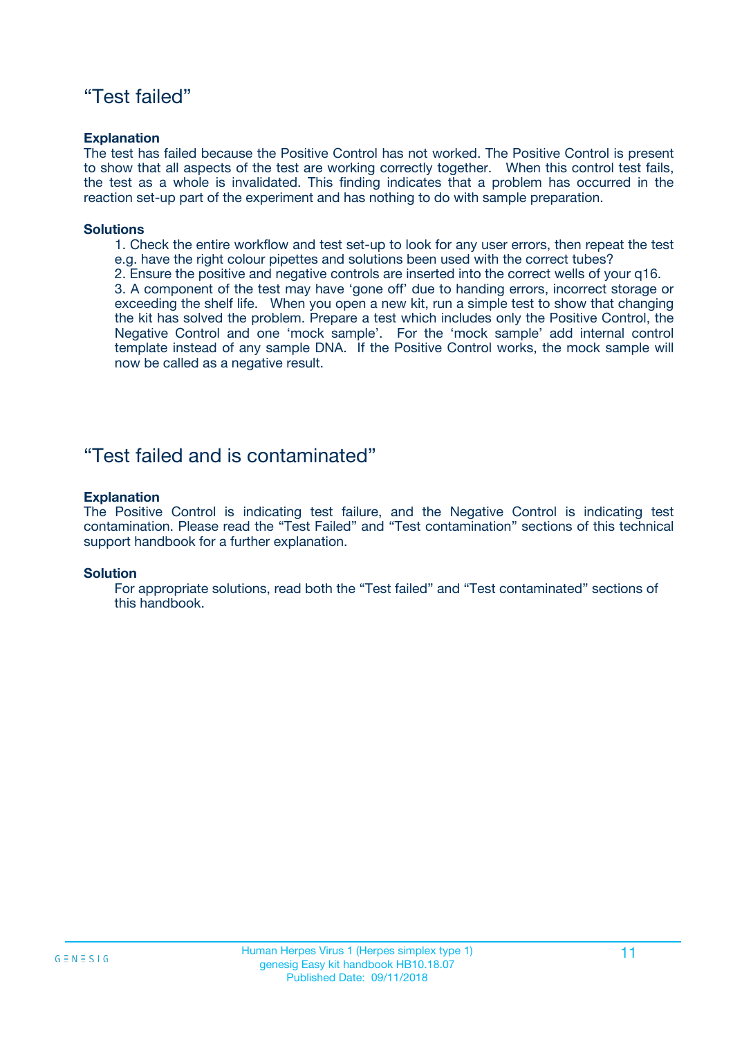## “Test failed”

**Explanation**

The test has failed because the Positive Control has not worked. The Positive Control is present to show that all aspects of the test are working correctly together. When this control test fails, the test as a whole is invalidated. This finding indicates that a problem has occurred in the reaction set-up part of the experiment and has nothing to do with sample preparation.

**Solutions**

1. Check the entire workflow and test set-up to look for any user errors, then repeat the test e.g. have the right colour pipettes and solutions been used with the correct tubes?
2. Ensure the positive and negative controls are inserted into the correct wells of your q16.
3. A component of the test may have ‘gone off’ due to handing errors, incorrect storage or exceeding the shelf life. When you open a new kit, run a simple test to show that changing the kit has solved the problem. Prepare a test which includes only the Positive Control, the Negative Control and one ‘mock sample’. For the ‘mock sample’ add internal control template instead of any sample DNA. If the Positive Control works, the mock sample will now be called as a negative result.

## “Test failed and is contaminated”

**Explanation**

The Positive Control is indicating test failure, and the Negative Control is indicating test contamination. Please read the “Test Failed” and “Test contamination” sections of this technical support handbook for a further explanation.

**Solution**

For appropriate solutions, read both the “Test failed” and “Test contaminated” sections of this handbook.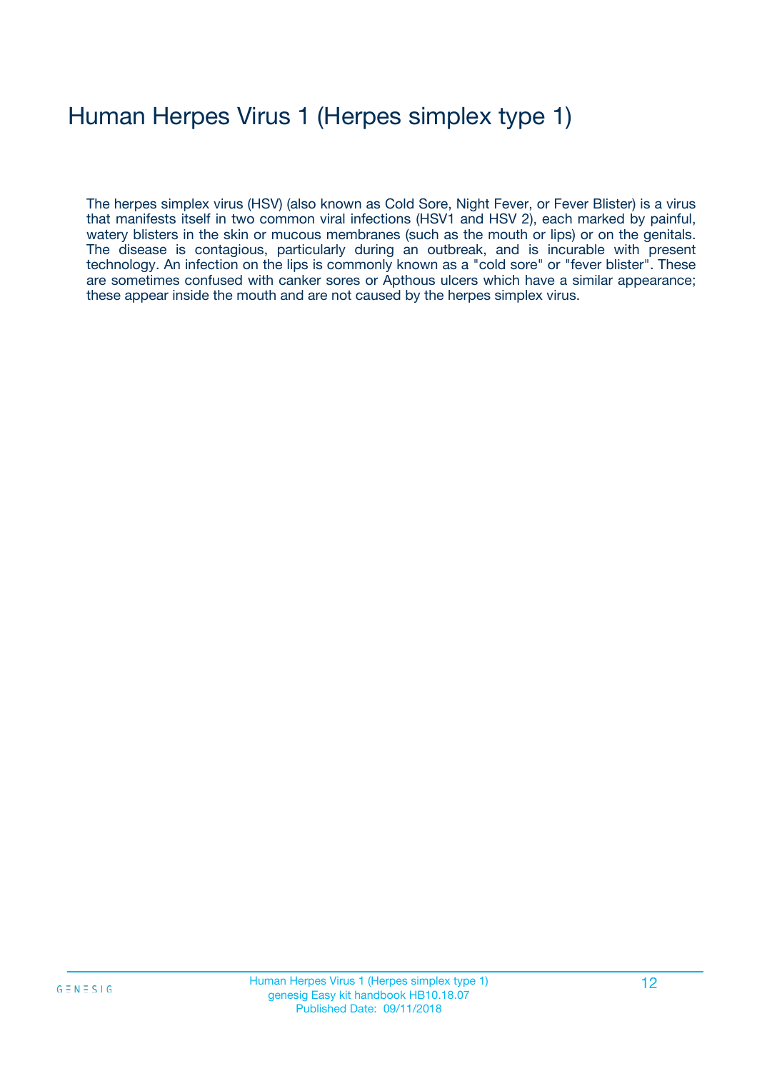# Human Herpes Virus 1 (Herpes simplex type 1)

The herpes simplex virus (HSV) (also known as Cold Sore, Night Fever, or Fever Blister) is a virus that manifests itself in two common viral infections (HSV1 and HSV 2), each marked by painful, watery blisters in the skin or mucous membranes (such as the mouth or lips) or on the genitals. The disease is contagious, particularly during an outbreak, and is incurable with present technology. An infection on the lips is commonly known as a "cold sore" or "fever blister". These are sometimes confused with canker sores or Apthous ulcers which have a similar appearance; these appear inside the mouth and are not caused by the herpes simplex virus.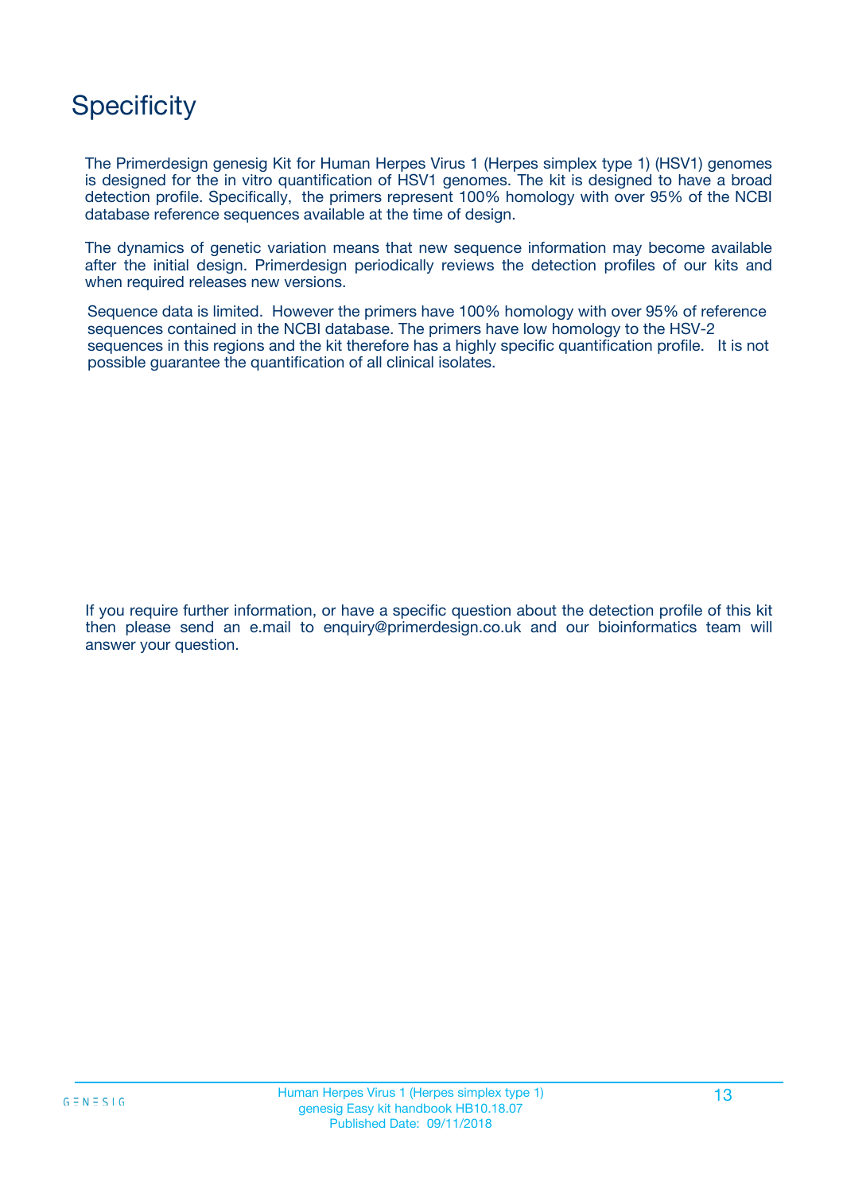# Specificity

The Primerdesign genesig Kit for Human Herpes Virus 1 (Herpes simplex type 1) (HSV1) genomes is designed for the in vitro quantification of HSV1 genomes. The kit is designed to have a broad detection profile. Specifically, the primers represent 100% homology with over 95% of the NCBI database reference sequences available at the time of design.

The dynamics of genetic variation means that new sequence information may become available after the initial design. Primerdesign periodically reviews the detection profiles of our kits and when required releases new versions.

Sequence data is limited. However the primers have 100% homology with over 95% of reference sequences contained in the NCBI database. The primers have low homology to the HSV-2 sequences in this regions and the kit therefore has a highly specific quantification profile. It is not possible guarantee the quantification of all clinical isolates.

If you require further information, or have a specific question about the detection profile of this kit then please send an e.mail to enquiry@primerdesign.co.uk and our bioinformatics team will answer your question.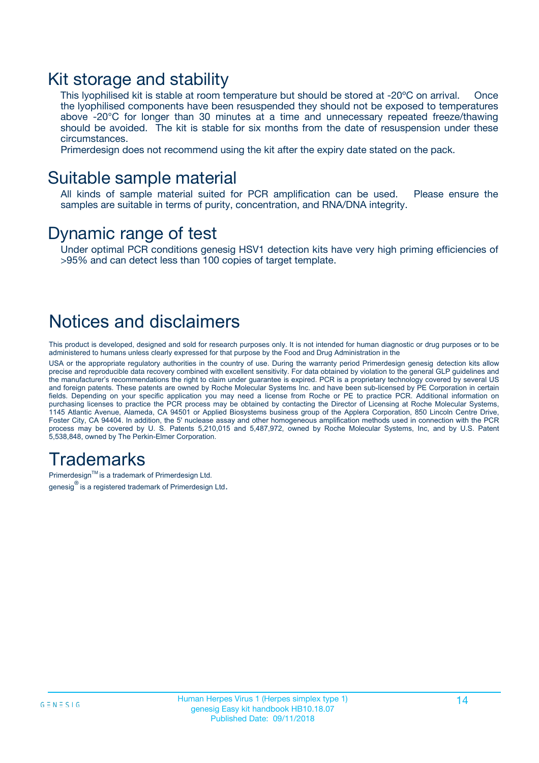## Kit storage and stability

This lyophilised kit is stable at room temperature but should be stored at -20ºC on arrival. Once the lyophilised components have been resuspended they should not be exposed to temperatures above -20°C for longer than 30 minutes at a time and unnecessary repeated freeze/thawing should be avoided. The kit is stable for six months from the date of resuspension under these circumstances.

Primerdesign does not recommend using the kit after the expiry date stated on the pack.

## Suitable sample material

All kinds of sample material suited for PCR amplification can be used. Please ensure the samples are suitable in terms of purity, concentration, and RNA/DNA integrity.

## Dynamic range of test

Under optimal PCR conditions genesig HSV1 detection kits have very high priming efficiencies of >95% and can detect less than 100 copies of target template.

## Notices and disclaimers

This product is developed, designed and sold for research purposes only. It is not intended for human diagnostic or drug purposes or to be administered to humans unless clearly expressed for that purpose by the Food and Drug Administration in the

USA or the appropriate regulatory authorities in the country of use. During the warranty period Primerdesign genesig detection kits allow precise and reproducible data recovery combined with excellent sensitivity. For data obtained by violation to the general GLP guidelines and the manufacturer's recommendations the right to claim under guarantee is expired. PCR is a proprietary technology covered by several US and foreign patents. These patents are owned by Roche Molecular Systems Inc. and have been sub-licensed by PE Corporation in certain fields. Depending on your specific application you may need a license from Roche or PE to practice PCR. Additional information on purchasing licenses to practice the PCR process may be obtained by contacting the Director of Licensing at Roche Molecular Systems, 1145 Atlantic Avenue, Alameda, CA 94501 or Applied Biosystems business group of the Applera Corporation, 850 Lincoln Centre Drive, Foster City, CA 94404. In addition, the 5' nuclease assay and other homogeneous amplification methods used in connection with the PCR process may be covered by U. S. Patents 5,210,015 and 5,487,972, owned by Roche Molecular Systems, Inc, and by U.S. Patent 5,538,848, owned by The Perkin-Elmer Corporation.

## Trademarks

Primerdesign™ is a trademark of Primerdesign Ltd.

genesig® is a registered trademark of Primerdesign Ltd.